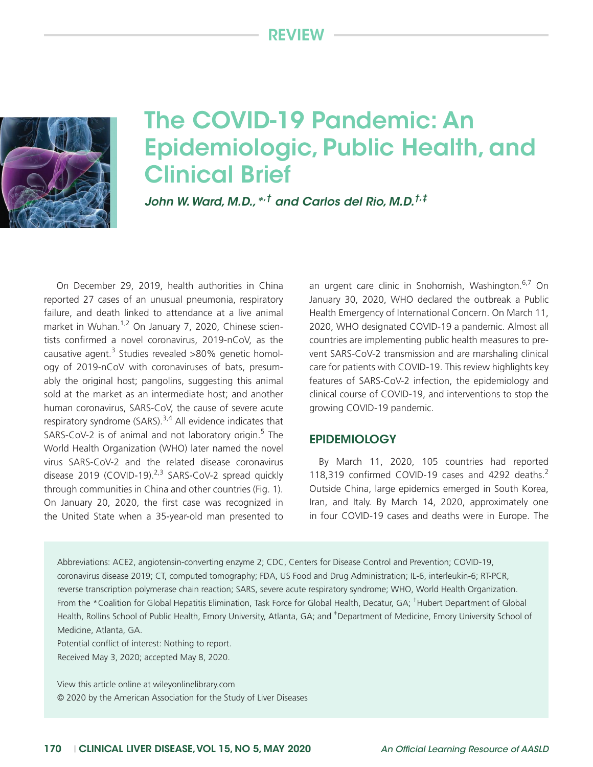REVIEW

# The COVID-19 Pandemic: An Epidemiologic, Public Health, and Clinical Brief

*John W. Ward, M.D.,[*,†] and Carlos del Rio, M.D.[†,‡]*

On December 29, 2019, health authorities in China reported 27 cases of an unusual pneumonia, respiratory failure, and death linked to attendance at a live animal market in Wuhan.[1,2] On January 7, 2020, Chinese scientists confirmed a novel coronavirus, 2019-nCoV, as the causative agent.[3] Studies revealed >80% genetic homology of 2019-nCoV with coronaviruses of bats, presumably the original host; pangolins, suggesting this animal sold at the market as an intermediate host; and another human coronavirus, SARS-CoV, the cause of severe acute respiratory syndrome (SARS).[3,4] All evidence indicates that SARS-CoV-2 is of animal and not laboratory origin.[5] The World Health Organization (WHO) later named the novel virus SARS-CoV-2 and the related disease coronavirus disease 2019 (COVID-19).[2,3] SARS-CoV-2 spread quickly through communities in China and other countries (Fig. 1). On January 20, 2020, the first case was recognized in the United State when a 35-year-old man presented to an urgent care clinic in Snohomish, Washington.[6,7] On January 30, 2020, WHO declared the outbreak a Public Health Emergency of International Concern. On March 11, 2020, WHO designated COVID-19 a pandemic. Almost all countries are implementing public health measures to prevent SARS-CoV-2 transmission and are marshaling clinical care for patients with COVID-19. This review highlights key features of SARS-CoV-2 infection, the epidemiology and clinical course of COVID-19, and interventions to stop the growing COVID-19 pandemic.

## EPIDEMIOLOGY

By March 11, 2020, 105 countries had reported 118,319 confirmed COVID-19 cases and 4292 deaths.[2] Outside China, large epidemics emerged in South Korea, Iran, and Italy. By March 14, 2020, approximately one in four COVID-19 cases and deaths were in Europe. The

Abbreviations: ACE2, angiotensin-converting enzyme 2; CDC, Centers for Disease Control and Prevention; COVID-19, coronavirus disease 2019; CT, computed tomography; FDA, US Food and Drug Administration; IL-6, interleukin-6; RT-PCR, reverse transcription polymerase chain reaction; SARS, severe acute respiratory syndrome; WHO, World Health Organization.

From the *Coalition for Global Hepatitis Elimination, Task Force for Global Health, Decatur, GA; [†]Hubert Department of Global Health, Rollins School of Public Health, Emory University, Atlanta, GA; and [‡]Department of Medicine, Emory University School of Medicine, Atlanta, GA.

Potential conflict of interest: Nothing to report.

Received May 3, 2020; accepted May 8, 2020.

View this article online at wileyonlinelibrary.com

© 2020 by the American Association for the Study of Liver Diseases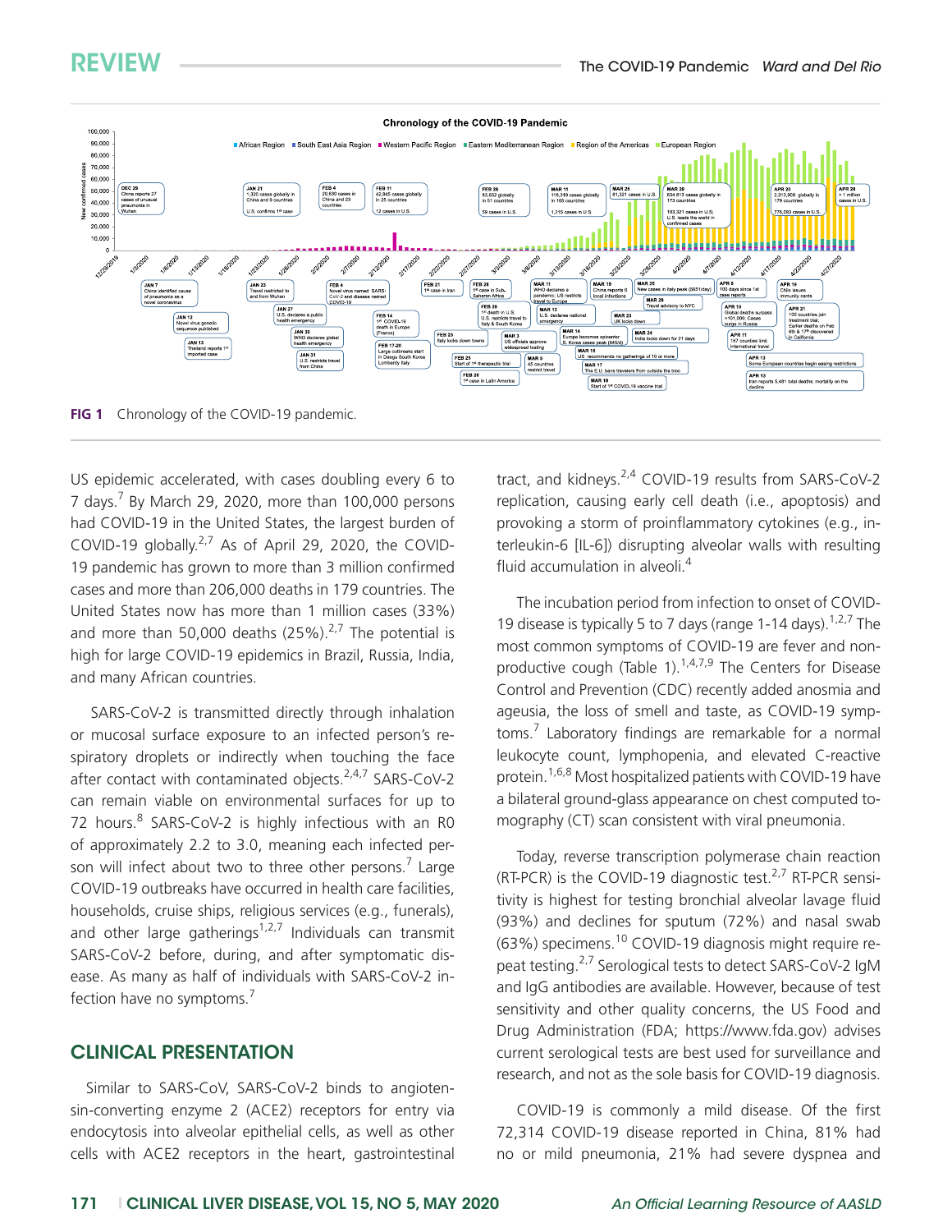FIG 1 Chronology of the COVID-19 pandemic.

US epidemic accelerated, with cases doubling every 6 to 7 days.[7] By March 29, 2020, more than 100,000 persons had COVID-19 in the United States, the largest burden of COVID-19 globally.[2,7] As of April 29, 2020, the COVID-19 pandemic has grown to more than 3 million confirmed cases and more than 206,000 deaths in 179 countries. The United States now has more than 1 million cases (33%) and more than 50,000 deaths (25%).[2,7] The potential is high for large COVID-19 epidemics in Brazil, Russia, India, and many African countries.

SARS-CoV-2 is transmitted directly through inhalation or mucosal surface exposure to an infected person's respiratory droplets or indirectly when touching the face after contact with contaminated objects.[2,4,7] SARS-CoV-2 can remain viable on environmental surfaces for up to 72 hours.[8] SARS-CoV-2 is highly infectious with an R0 of approximately 2.2 to 3.0, meaning each infected person will infect about two to three other persons.[7] Large COVID-19 outbreaks have occurred in health care facilities, households, cruise ships, religious services (e.g., funerals), and other large gatherings[1,2,7] Individuals can transmit SARS-CoV-2 before, during, and after symptomatic disease. As many as half of individuals with SARS-CoV-2 infection have no symptoms.[7]

## CLINICAL PRESENTATION

Similar to SARS-CoV, SARS-CoV-2 binds to angiotensin-converting enzyme 2 (ACE2) receptors for entry via endocytosis into alveolar epithelial cells, as well as other cells with ACE2 receptors in the heart, gastrointestinal tract, and kidneys.[2,4] COVID-19 results from SARS-CoV-2 replication, causing early cell death (i.e., apoptosis) and provoking a storm of proinflammatory cytokines (e.g., interleukin-6 [IL-6]) disrupting alveolar walls with resulting fluid accumulation in alveoli.[4]

The incubation period from infection to onset of COVID-19 disease is typically 5 to 7 days (range 1-14 days).[1,2,7] The most common symptoms of COVID-19 are fever and nonproductive cough (Table 1).[1,4,7,9] The Centers for Disease Control and Prevention (CDC) recently added anosmia and ageusia, the loss of smell and taste, as COVID-19 symptoms.[7] Laboratory findings are remarkable for a normal leukocyte count, lymphopenia, and elevated C-reactive protein.[1,6,8] Most hospitalized patients with COVID-19 have a bilateral ground-glass appearance on chest computed tomography (CT) scan consistent with viral pneumonia.

Today, reverse transcription polymerase chain reaction (RT-PCR) is the COVID-19 diagnostic test.[2,7] RT-PCR sensitivity is highest for testing bronchial alveolar lavage fluid (93%) and declines for sputum (72%) and nasal swab (63%) specimens.[10] COVID-19 diagnosis might require repeat testing.[2,7] Serological tests to detect SARS-CoV-2 IgM and IgG antibodies are available. However, because of test sensitivity and other quality concerns, the US Food and Drug Administration (FDA; https://www.fda.gov) advises current serological tests are best used for surveillance and research, and not as the sole basis for COVID-19 diagnosis.

COVID-19 is commonly a mild disease. Of the first 72,314 COVID-19 disease reported in China, 81% had no or mild pneumonia, 21% had severe dyspnea and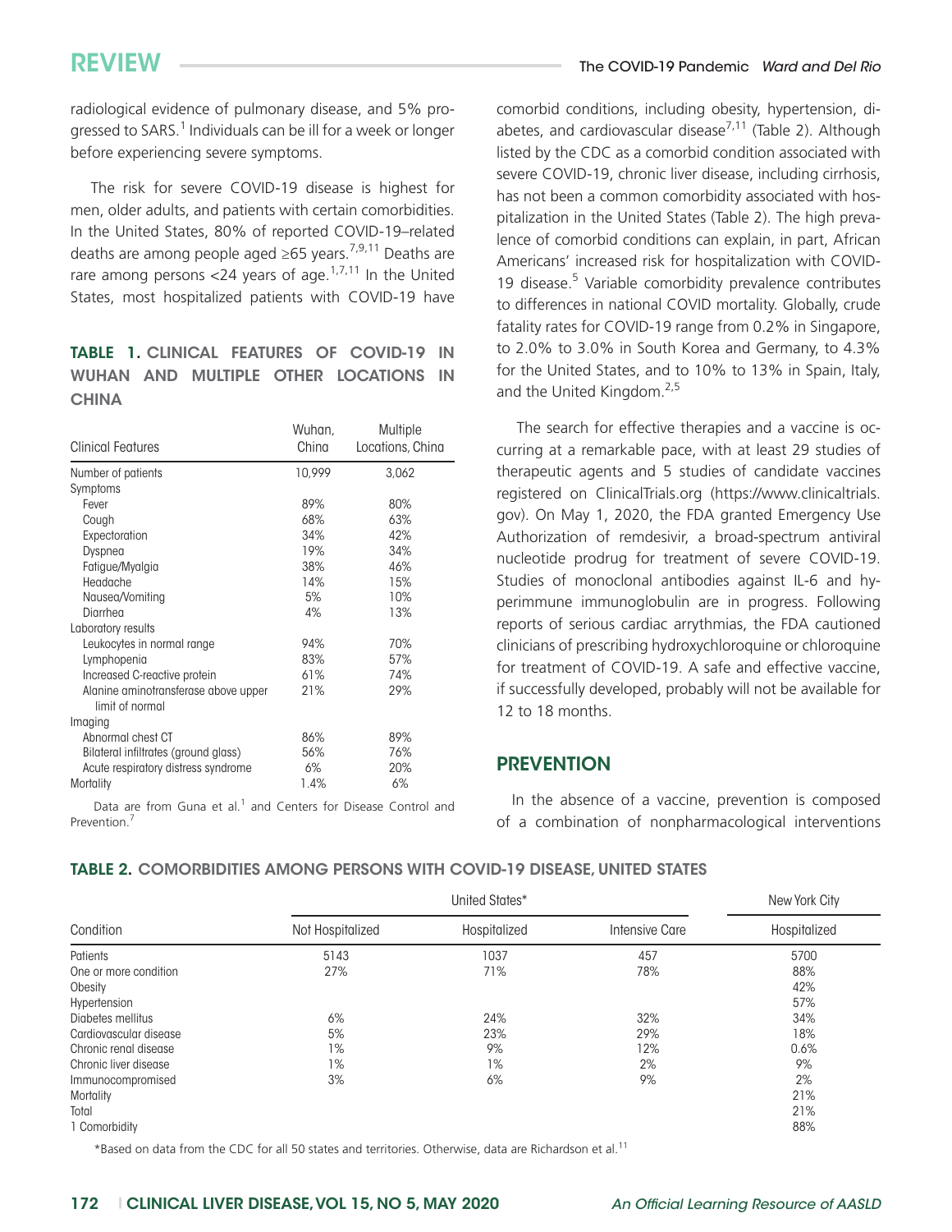radiological evidence of pulmonary disease, and 5% progressed to SARS.[1] Individuals can be ill for a week or longer before experiencing severe symptoms.

The risk for severe COVID-19 disease is highest for men, older adults, and patients with certain comorbidities. In the United States, 80% of reported COVID-19–related deaths are among people aged ≥65 years.[7,9,11] Deaths are rare among persons <24 years of age.[1,7,11] In the United States, most hospitalized patients with COVID-19 have comorbid conditions, including obesity, hypertension, diabetes, and cardiovascular disease[7,11] (Table 2). Although listed by the CDC as a comorbid condition associated with severe COVID-19, chronic liver disease, including cirrhosis, has not been a common comorbidity associated with hospitalization in the United States (Table 2). The high prevalence of comorbid conditions can explain, in part, African Americans' increased risk for hospitalization with COVID-19 disease.[5] Variable comorbidity prevalence contributes to differences in national COVID mortality. Globally, crude fatality rates for COVID-19 range from 0.2% in Singapore, to 2.0% to 3.0% in South Korea and Germany, to 4.3% for the United States, and to 10% to 13% in Spain, Italy, and the United Kingdom.[2,5]

**TABLE 1. CLINICAL FEATURES OF COVID-19 IN WUHAN AND MULTIPLE OTHER LOCATIONS IN CHINA**

| Clinical Features | Wuhan, China | Multiple Locations, China |
|---|---|---|
| Number of patients | 10,999 | 3,062 |
| Symptoms | | |
| Fever | 89% | 80% |
| Cough | 68% | 63% |
| Expectoration | 34% | 42% |
| Dyspnea | 19% | 34% |
| Fatigue/Myalgia | 38% | 46% |
| Headache | 14% | 15% |
| Nausea/Vomiting | 5% | 10% |
| Diarrhea | 4% | 13% |
| Laboratory results | | |
| Leukocytes in normal range | 94% | 70% |
| Lymphopenia | 83% | 57% |
| Increased C-reactive protein | 61% | 74% |
| Alanine aminotransferase above upper limit of normal | 21% | 29% |
| Imaging | | |
| Abnormal chest CT | 86% | 89% |
| Bilateral infiltrates (ground glass) | 56% | 76% |
| Acute respiratory distress syndrome | 6% | 20% |
| Mortality | 1.4% | 6% |

Data are from Guna et al.[1] and Centers for Disease Control and Prevention.[7]

The search for effective therapies and a vaccine is occurring at a remarkable pace, with at least 29 studies of therapeutic agents and 5 studies of candidate vaccines registered on ClinicalTrials.org (https://www.clinicaltrials.gov). On May 1, 2020, the FDA granted Emergency Use Authorization of remdesivir, a broad-spectrum antiviral nucleotide prodrug for treatment of severe COVID-19. Studies of monoclonal antibodies against IL-6 and hyperimmune immunoglobulin are in progress. Following reports of serious cardiac arrythmias, the FDA cautioned clinicians of prescribing hydroxychloroquine or chloroquine for treatment of COVID-19. A safe and effective vaccine, if successfully developed, probably will not be available for 12 to 18 months.

## PREVENTION

In the absence of a vaccine, prevention is composed of a combination of nonpharmacological interventions

**TABLE 2. COMORBIDITIES AMONG PERSONS WITH COVID-19 DISEASE, UNITED STATES**

| Condition | United States* | | | New York City |
|---|---|---|---|---|
| | Not Hospitalized | Hospitalized | Intensive Care | Hospitalized |
| Patients | 5143 | 1037 | 457 | 5700 |
| One or more condition | 27% | 71% | 78% | 88% |
| Obesity | | | | 42% |
| Hypertension | | | | 57% |
| Diabetes mellitus | 6% | 24% | 32% | 34% |
| Cardiovascular disease | 5% | 23% | 29% | 18% |
| Chronic renal disease | 1% | 9% | 12% | 0.6% |
| Chronic liver disease | 1% | 1% | 2% | 9% |
| Immunocompromised | 3% | 6% | 9% | 2% |
| Mortality | | | | 21% |
| Total | | | | 21% |
| 1 Comorbidity | | | | 88% |

*Based on data from the CDC for all 50 states and territories. Otherwise, data are Richardson et al.[11]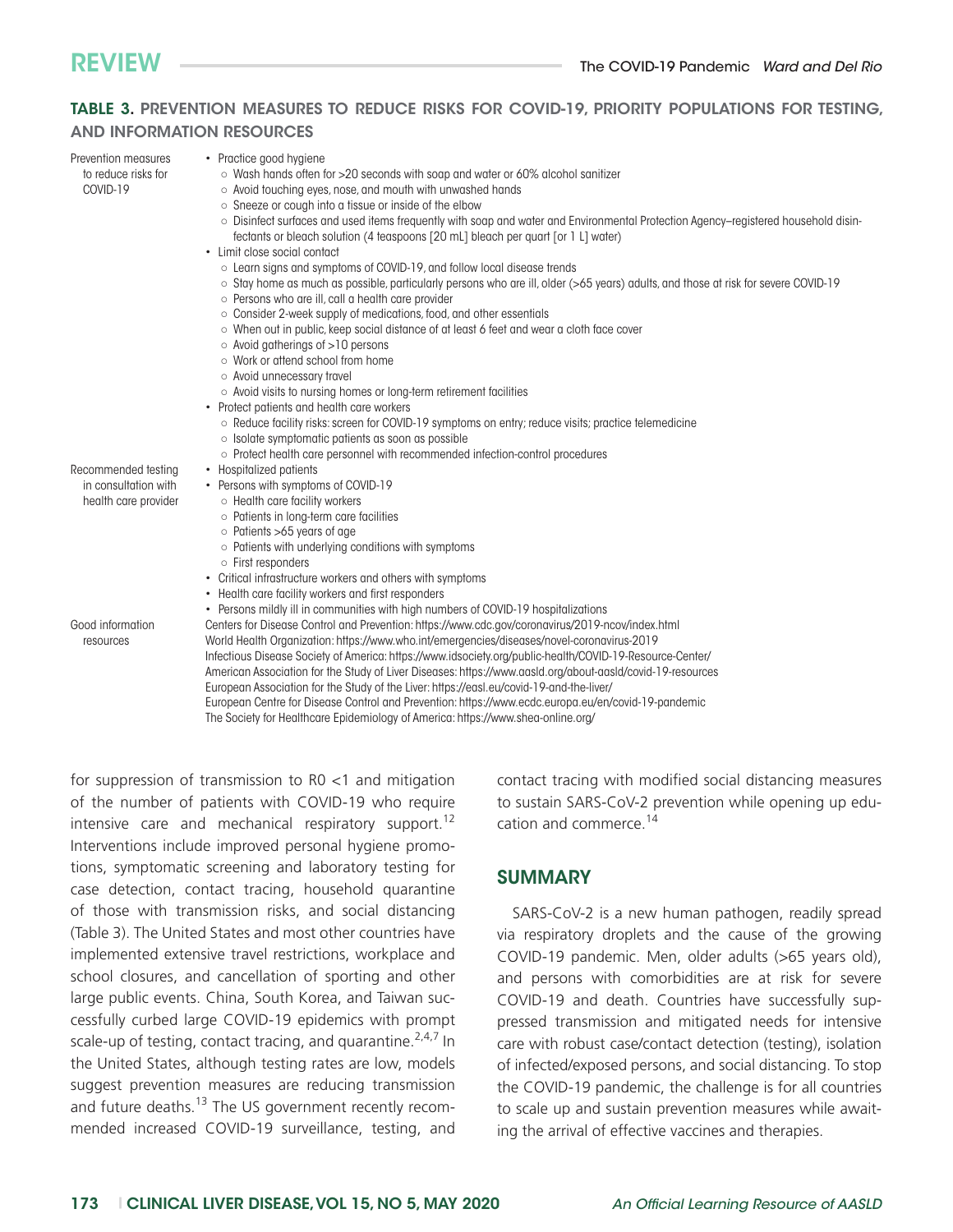**TABLE 3.** PREVENTION MEASURES TO REDUCE RISKS FOR COVID-19, PRIORITY POPULATIONS FOR TESTING, AND INFORMATION RESOURCES

| | |
|---|---|
| Prevention measures to reduce risks for COVID-19 | • Practice good hygiene<br>○ Wash hands often for >20 seconds with soap and water or 60% alcohol sanitizer<br>○ Avoid touching eyes, nose, and mouth with unwashed hands<br>○ Sneeze or cough into a tissue or inside of the elbow<br>○ Disinfect surfaces and used items frequently with soap and water and Environmental Protection Agency–registered household disinfectants or bleach solution (4 teaspoons [20 mL] bleach per quart [or 1 L] water)<br>• Limit close social contact<br>○ Learn signs and symptoms of COVID-19, and follow local disease trends<br>○ Stay home as much as possible, particularly persons who are ill, older (>65 years) adults, and those at risk for severe COVID-19<br>○ Persons who are ill, call a health care provider<br>○ Consider 2-week supply of medications, food, and other essentials<br>○ When out in public, keep social distance of at least 6 feet and wear a cloth face cover<br>○ Avoid gatherings of >10 persons<br>○ Work or attend school from home<br>○ Avoid unnecessary travel<br>○ Avoid visits to nursing homes or long-term retirement facilities<br>• Protect patients and health care workers<br>○ Reduce facility risks: screen for COVID-19 symptoms on entry; reduce visits; practice telemedicine<br>○ Isolate symptomatic patients as soon as possible<br>○ Protect health care personnel with recommended infection-control procedures |
| Recommended testing in consultation with health care provider | • Hospitalized patients<br>• Persons with symptoms of COVID-19<br>○ Health care facility workers<br>○ Patients in long-term care facilities<br>○ Patients >65 years of age<br>○ Patients with underlying conditions with symptoms<br>○ First responders<br>• Critical infrastructure workers and others with symptoms<br>• Health care facility workers and first responders<br>• Persons mildly ill in communities with high numbers of COVID-19 hospitalizations |
| Good information resources | Centers for Disease Control and Prevention: https://www.cdc.gov/coronavirus/2019-ncov/index.html<br>World Health Organization: https://www.who.int/emergencies/diseases/novel-coronavirus-2019<br>Infectious Disease Society of America: https://www.idsociety.org/public-health/COVID-19-Resource-Center/<br>American Association for the Study of Liver Diseases: https://www.aasld.org/about-aasld/covid-19-resources<br>European Association for the Study of the Liver: https://easl.eu/covid-19-and-the-liver/<br>European Centre for Disease Control and Prevention: https://www.ecdc.europa.eu/en/covid-19-pandemic<br>The Society for Healthcare Epidemiology of America: https://www.shea-online.org/ |

for suppression of transmission to R0 <1 and mitigation of the number of patients with COVID-19 who require intensive care and mechanical respiratory support.[12] Interventions include improved personal hygiene promotions, symptomatic screening and laboratory testing for case detection, contact tracing, household quarantine of those with transmission risks, and social distancing (Table 3). The United States and most other countries have implemented extensive travel restrictions, workplace and school closures, and cancellation of sporting and other large public events. China, South Korea, and Taiwan successfully curbed large COVID-19 epidemics with prompt scale-up of testing, contact tracing, and quarantine.[2,4,7] In the United States, although testing rates are low, models suggest prevention measures are reducing transmission and future deaths.[13] The US government recently recommended increased COVID-19 surveillance, testing, and contact tracing with modified social distancing measures to sustain SARS-CoV-2 prevention while opening up education and commerce.[14]

## SUMMARY

SARS-CoV-2 is a new human pathogen, readily spread via respiratory droplets and the cause of the growing COVID-19 pandemic. Men, older adults (>65 years old), and persons with comorbidities are at risk for severe COVID-19 and death. Countries have successfully suppressed transmission and mitigated needs for intensive care with robust case/contact detection (testing), isolation of infected/exposed persons, and social distancing. To stop the COVID-19 pandemic, the challenge is for all countries to scale up and sustain prevention measures while awaiting the arrival of effective vaccines and therapies.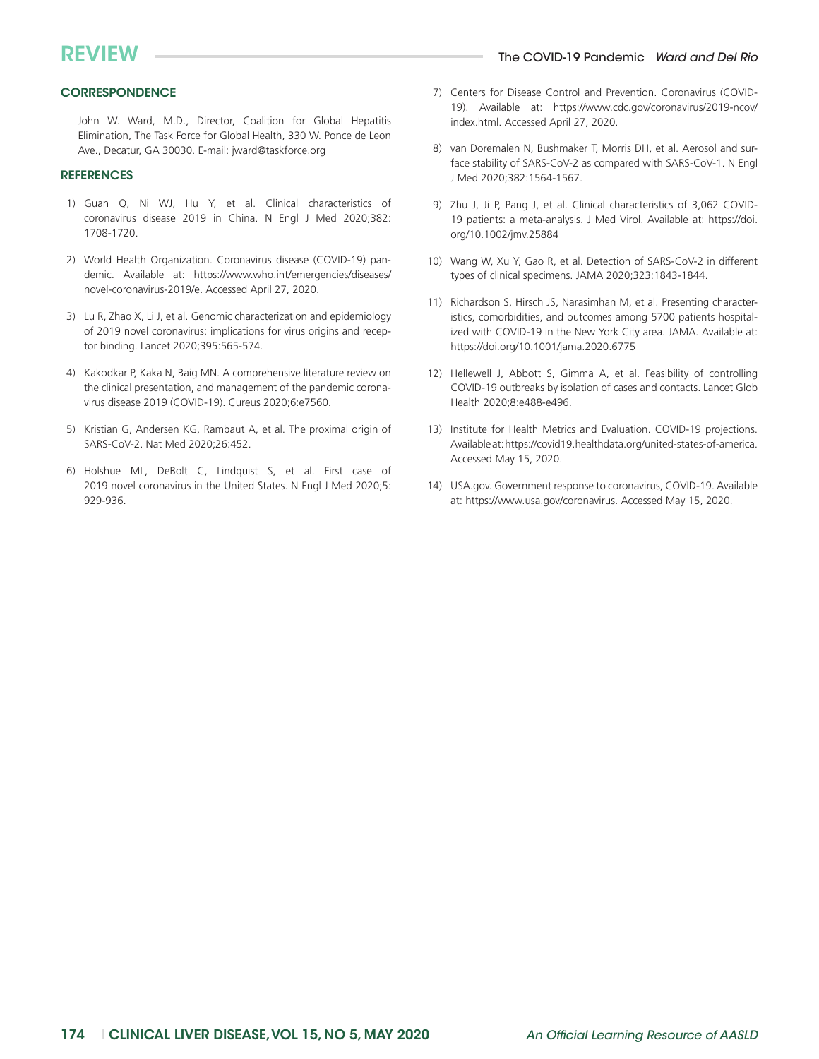## CORRESPONDENCE

John W. Ward, M.D., Director, Coalition for Global Hepatitis Elimination, The Task Force for Global Health, 330 W. Ponce de Leon Ave., Decatur, GA 30030. E-mail: jward@taskforce.org

## REFERENCES

1) Guan Q, Ni WJ, Hu Y, et al. Clinical characteristics of coronavirus disease 2019 in China. N Engl J Med 2020;382: 1708-1720.

2) World Health Organization. Coronavirus disease (COVID-19) pandemic. Available at: https://www.who.int/emergencies/diseases/novel-coronavirus-2019/e. Accessed April 27, 2020.

3) Lu R, Zhao X, Li J, et al. Genomic characterization and epidemiology of 2019 novel coronavirus: implications for virus origins and receptor binding. Lancet 2020;395:565-574.

4) Kakodkar P, Kaka N, Baig MN. A comprehensive literature review on the clinical presentation, and management of the pandemic coronavirus disease 2019 (COVID-19). Cureus 2020;6:e7560.

5) Kristian G, Andersen KG, Rambaut A, et al. The proximal origin of SARS-CoV-2. Nat Med 2020;26:452.

6) Holshue ML, DeBolt C, Lindquist S, et al. First case of 2019 novel coronavirus in the United States. N Engl J Med 2020;5: 929-936.

7) Centers for Disease Control and Prevention. Coronavirus (COVID-19). Available at: https://www.cdc.gov/coronavirus/2019-ncov/index.html. Accessed April 27, 2020.

8) van Doremalen N, Bushmaker T, Morris DH, et al. Aerosol and surface stability of SARS-CoV-2 as compared with SARS-CoV-1. N Engl J Med 2020;382:1564-1567.

9) Zhu J, Ji P, Pang J, et al. Clinical characteristics of 3,062 COVID-19 patients: a meta-analysis. J Med Virol. Available at: https://doi.org/10.1002/jmv.25884

10) Wang W, Xu Y, Gao R, et al. Detection of SARS-CoV-2 in different types of clinical specimens. JAMA 2020;323:1843-1844.

11) Richardson S, Hirsch JS, Narasimhan M, et al. Presenting characteristics, comorbidities, and outcomes among 5700 patients hospitalized with COVID-19 in the New York City area. JAMA. Available at: https://doi.org/10.1001/jama.2020.6775

12) Hellewell J, Abbott S, Gimma A, et al. Feasibility of controlling COVID-19 outbreaks by isolation of cases and contacts. Lancet Glob Health 2020;8:e488-e496.

13) Institute for Health Metrics and Evaluation. COVID-19 projections. Available at: https://covid19.healthdata.org/united-states-of-america. Accessed May 15, 2020.

14) USA.gov. Government response to coronavirus, COVID-19. Available at: https://www.usa.gov/coronavirus. Accessed May 15, 2020.